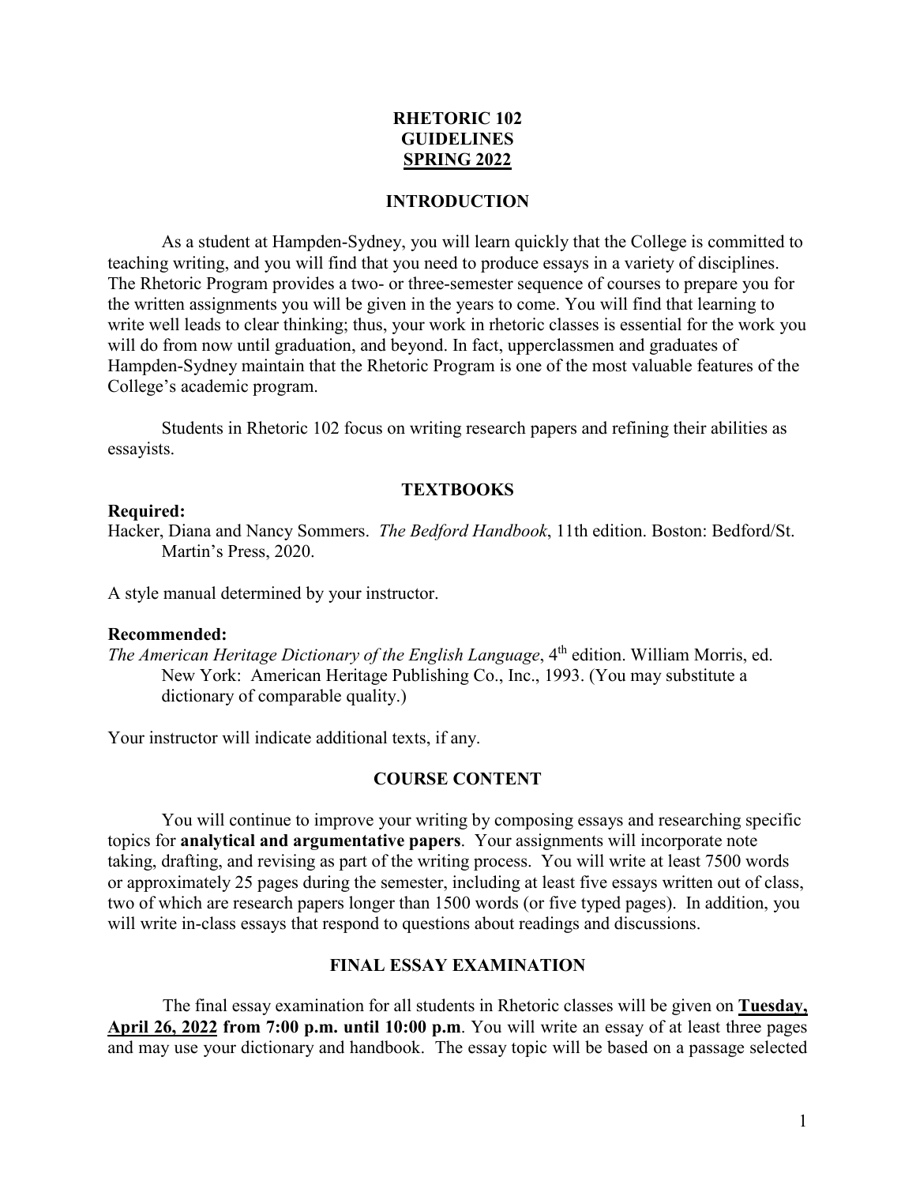# RHETORIC 102
# GUIDELINES
# SPRING 2022

## INTRODUCTION

As a student at Hampden-Sydney, you will learn quickly that the College is committed to teaching writing, and you will find that you need to produce essays in a variety of disciplines. The Rhetoric Program provides a two- or three-semester sequence of courses to prepare you for the written assignments you will be given in the years to come. You will find that learning to write well leads to clear thinking; thus, your work in rhetoric classes is essential for the work you will do from now until graduation, and beyond. In fact, upperclassmen and graduates of Hampden-Sydney maintain that the Rhetoric Program is one of the most valuable features of the College's academic program.

Students in Rhetoric 102 focus on writing research papers and refining their abilities as essayists.

## TEXTBOOKS

**Required:**

Hacker, Diana and Nancy Sommers. *The Bedford Handbook*, 11th edition. Boston: Bedford/St. Martin's Press, 2020.

A style manual determined by your instructor.

**Recommended:**

*The American Heritage Dictionary of the English Language*, 4th edition. William Morris, ed. New York: American Heritage Publishing Co., Inc., 1993. (You may substitute a dictionary of comparable quality.)

Your instructor will indicate additional texts, if any.

## COURSE CONTENT

You will continue to improve your writing by composing essays and researching specific topics for **analytical and argumentative papers**. Your assignments will incorporate note taking, drafting, and revising as part of the writing process. You will write at least 7500 words or approximately 25 pages during the semester, including at least five essays written out of class, two of which are research papers longer than 1500 words (or five typed pages). In addition, you will write in-class essays that respond to questions about readings and discussions.

## FINAL ESSAY EXAMINATION

The final essay examination for all students in Rhetoric classes will be given on **Tuesday, April 26, 2022 from 7:00 p.m. until 10:00 p.m**. You will write an essay of at least three pages and may use your dictionary and handbook. The essay topic will be based on a passage selected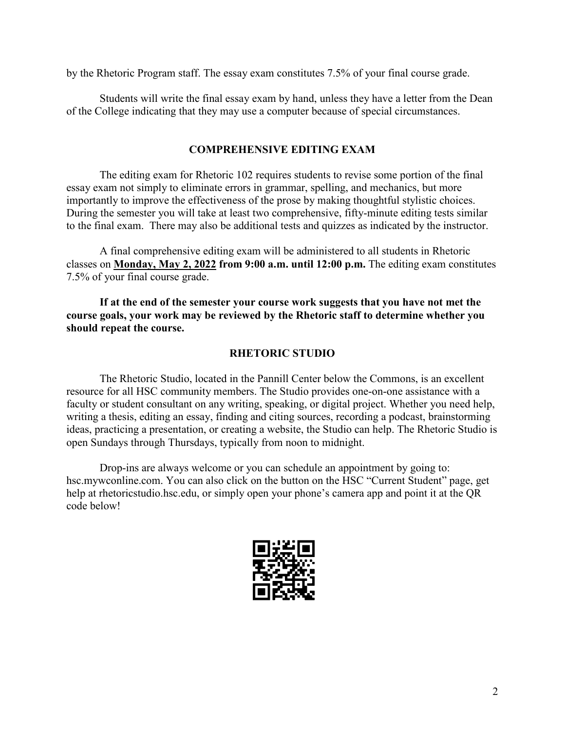by the Rhetoric Program staff. The essay exam constitutes 7.5% of your final course grade.

Students will write the final essay exam by hand, unless they have a letter from the Dean of the College indicating that they may use a computer because of special circumstances.

## COMPREHENSIVE EDITING EXAM

The editing exam for Rhetoric 102 requires students to revise some portion of the final essay exam not simply to eliminate errors in grammar, spelling, and mechanics, but more importantly to improve the effectiveness of the prose by making thoughtful stylistic choices. During the semester you will take at least two comprehensive, fifty-minute editing tests similar to the final exam. There may also be additional tests and quizzes as indicated by the instructor.

A final comprehensive editing exam will be administered to all students in Rhetoric classes on **Monday, May 2, 2022 from 9:00 a.m. until 12:00 p.m.** The editing exam constitutes 7.5% of your final course grade.

**If at the end of the semester your course work suggests that you have not met the course goals, your work may be reviewed by the Rhetoric staff to determine whether you should repeat the course.**

## RHETORIC STUDIO

The Rhetoric Studio, located in the Pannill Center below the Commons, is an excellent resource for all HSC community members. The Studio provides one-on-one assistance with a faculty or student consultant on any writing, speaking, or digital project. Whether you need help, writing a thesis, editing an essay, finding and citing sources, recording a podcast, brainstorming ideas, practicing a presentation, or creating a website, the Studio can help. The Rhetoric Studio is open Sundays through Thursdays, typically from noon to midnight.

Drop-ins are always welcome or you can schedule an appointment by going to: hsc.mywconline.com. You can also click on the button on the HSC "Current Student" page, get help at rhetoricstudio.hsc.edu, or simply open your phone's camera app and point it at the QR code below!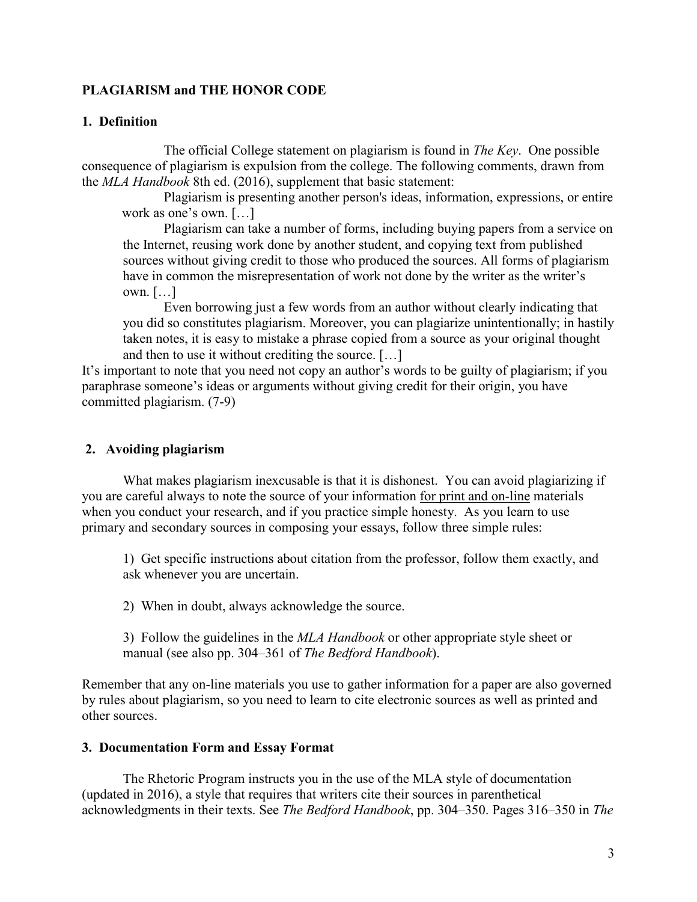## PLAGIARISM and THE HONOR CODE

### 1. Definition

The official College statement on plagiarism is found in *The Key*. One possible consequence of plagiarism is expulsion from the college. The following comments, drawn from the *MLA Handbook* 8th ed. (2016), supplement that basic statement:

> Plagiarism is presenting another person's ideas, information, expressions, or entire work as one's own. […]
>
> Plagiarism can take a number of forms, including buying papers from a service on the Internet, reusing work done by another student, and copying text from published sources without giving credit to those who produced the sources. All forms of plagiarism have in common the misrepresentation of work not done by the writer as the writer's own. […]
>
> Even borrowing just a few words from an author without clearly indicating that you did so constitutes plagiarism. Moreover, you can plagiarize unintentionally; in hastily taken notes, it is easy to mistake a phrase copied from a source as your original thought and then to use it without crediting the source. […]

It's important to note that you need not copy an author's words to be guilty of plagiarism; if you paraphrase someone's ideas or arguments without giving credit for their origin, you have committed plagiarism. (7-9)

### 2. Avoiding plagiarism

What makes plagiarism inexcusable is that it is dishonest. You can avoid plagiarizing if you are careful always to note the source of your information <u>for print and on-line</u> materials when you conduct your research, and if you practice simple honesty. As you learn to use primary and secondary sources in composing your essays, follow three simple rules:

1) Get specific instructions about citation from the professor, follow them exactly, and ask whenever you are uncertain.

2) When in doubt, always acknowledge the source.

3) Follow the guidelines in the *MLA Handbook* or other appropriate style sheet or manual (see also pp. 304–361 of *The Bedford Handbook*).

Remember that any on-line materials you use to gather information for a paper are also governed by rules about plagiarism, so you need to learn to cite electronic sources as well as printed and other sources.

### 3. Documentation Form and Essay Format

The Rhetoric Program instructs you in the use of the MLA style of documentation (updated in 2016), a style that requires that writers cite their sources in parenthetical acknowledgments in their texts. See *The Bedford Handbook*, pp. 304–350. Pages 316–350 in *The*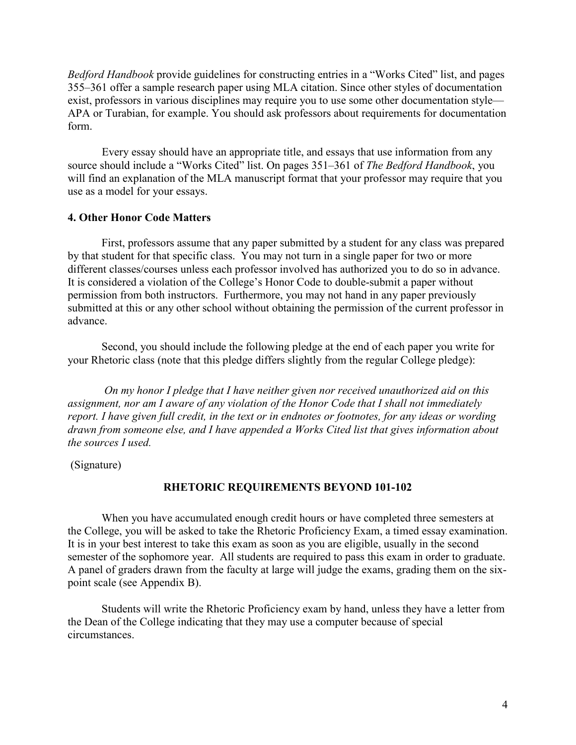*Bedford Handbook* provide guidelines for constructing entries in a "Works Cited" list, and pages 355–361 offer a sample research paper using MLA citation. Since other styles of documentation exist, professors in various disciplines may require you to use some other documentation style—APA or Turabian, for example. You should ask professors about requirements for documentation form.

Every essay should have an appropriate title, and essays that use information from any source should include a "Works Cited" list. On pages 351–361 of *The Bedford Handbook*, you will find an explanation of the MLA manuscript format that your professor may require that you use as a model for your essays.

**4. Other Honor Code Matters**

First, professors assume that any paper submitted by a student for any class was prepared by that student for that specific class. You may not turn in a single paper for two or more different classes/courses unless each professor involved has authorized you to do so in advance. It is considered a violation of the College's Honor Code to double-submit a paper without permission from both instructors. Furthermore, you may not hand in any paper previously submitted at this or any other school without obtaining the permission of the current professor in advance.

Second, you should include the following pledge at the end of each paper you write for your Rhetoric class (note that this pledge differs slightly from the regular College pledge):

*On my honor I pledge that I have neither given nor received unauthorized aid on this assignment, nor am I aware of any violation of the Honor Code that I shall not immediately report. I have given full credit, in the text or in endnotes or footnotes, for any ideas or wording drawn from someone else, and I have appended a Works Cited list that gives information about the sources I used.*

(Signature)

## RHETORIC REQUIREMENTS BEYOND 101-102

When you have accumulated enough credit hours or have completed three semesters at the College, you will be asked to take the Rhetoric Proficiency Exam, a timed essay examination. It is in your best interest to take this exam as soon as you are eligible, usually in the second semester of the sophomore year. All students are required to pass this exam in order to graduate. A panel of graders drawn from the faculty at large will judge the exams, grading them on the six-point scale (see Appendix B).

Students will write the Rhetoric Proficiency exam by hand, unless they have a letter from the Dean of the College indicating that they may use a computer because of special circumstances.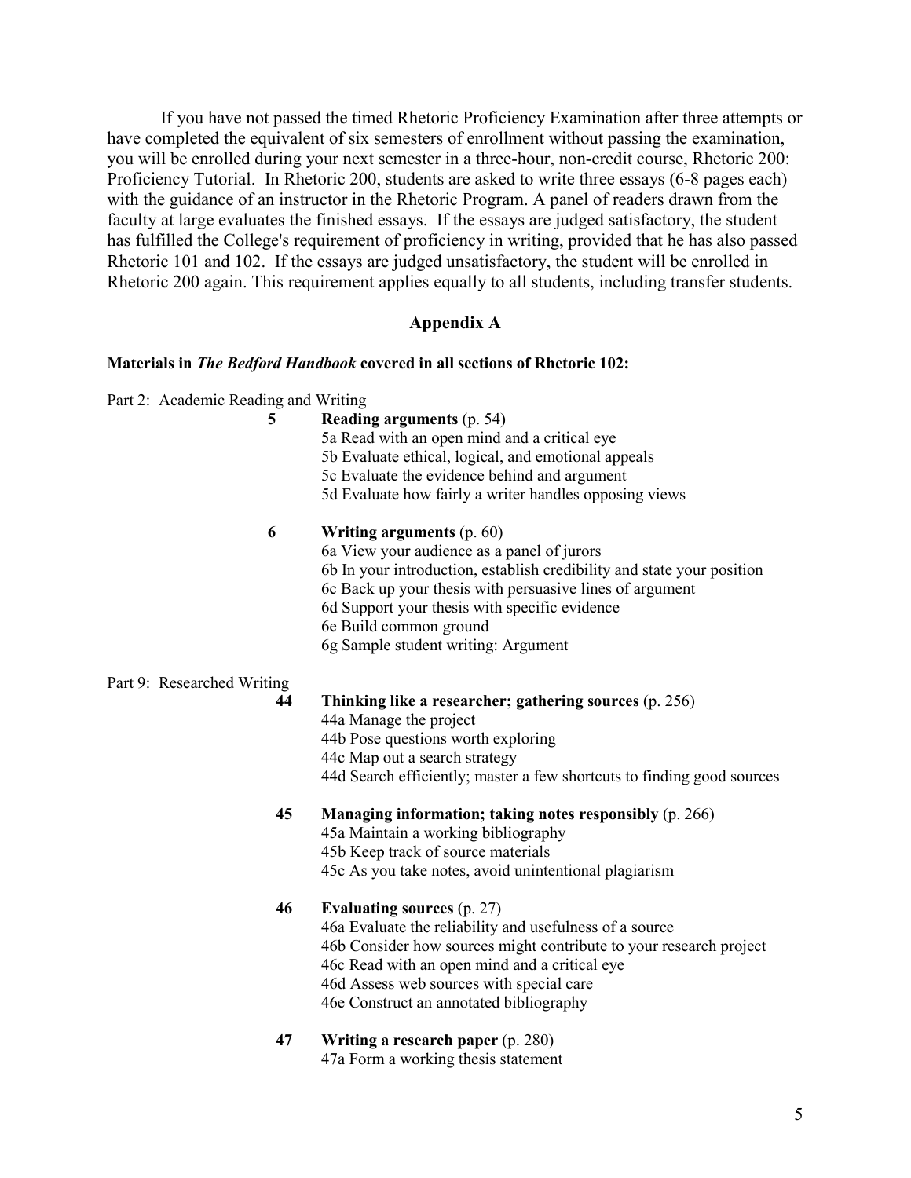If you have not passed the timed Rhetoric Proficiency Examination after three attempts or have completed the equivalent of six semesters of enrollment without passing the examination, you will be enrolled during your next semester in a three-hour, non-credit course, Rhetoric 200: Proficiency Tutorial. In Rhetoric 200, students are asked to write three essays (6-8 pages each) with the guidance of an instructor in the Rhetoric Program. A panel of readers drawn from the faculty at large evaluates the finished essays. If the essays are judged satisfactory, the student has fulfilled the College's requirement of proficiency in writing, provided that he has also passed Rhetoric 101 and 102. If the essays are judged unsatisfactory, the student will be enrolled in Rhetoric 200 again. This requirement applies equally to all students, including transfer students.

## Appendix A

**Materials in *The Bedford Handbook* covered in all sections of Rhetoric 102:**

Part 2: Academic Reading and Writing

**5 Reading arguments** (p. 54)
- 5a Read with an open mind and a critical eye
- 5b Evaluate ethical, logical, and emotional appeals
- 5c Evaluate the evidence behind and argument
- 5d Evaluate how fairly a writer handles opposing views

**6 Writing arguments** (p. 60)
- 6a View your audience as a panel of jurors
- 6b In your introduction, establish credibility and state your position
- 6c Back up your thesis with persuasive lines of argument
- 6d Support your thesis with specific evidence
- 6e Build common ground
- 6g Sample student writing: Argument

Part 9: Researched Writing

**44 Thinking like a researcher; gathering sources** (p. 256)
- 44a Manage the project
- 44b Pose questions worth exploring
- 44c Map out a search strategy
- 44d Search efficiently; master a few shortcuts to finding good sources

**45 Managing information; taking notes responsibly** (p. 266)
- 45a Maintain a working bibliography
- 45b Keep track of source materials
- 45c As you take notes, avoid unintentional plagiarism

**46 Evaluating sources** (p. 27)
- 46a Evaluate the reliability and usefulness of a source
- 46b Consider how sources might contribute to your research project
- 46c Read with an open mind and a critical eye
- 46d Assess web sources with special care
- 46e Construct an annotated bibliography

**47 Writing a research paper** (p. 280)
- 47a Form a working thesis statement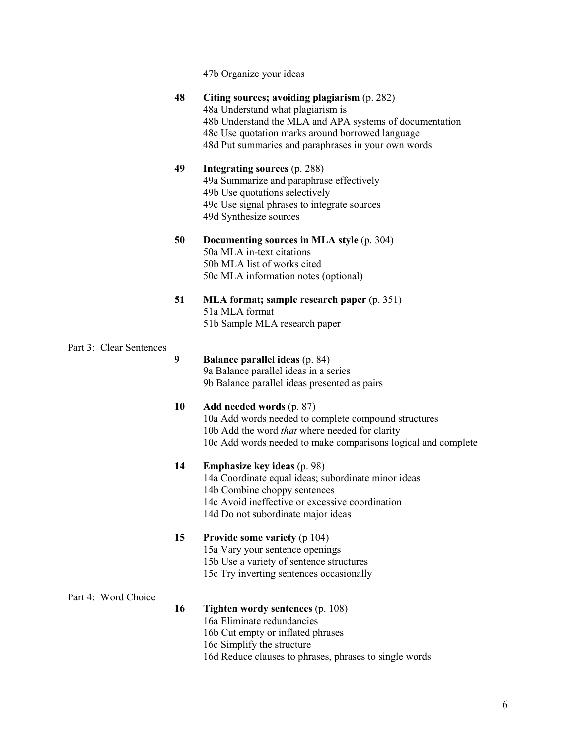47b Organize your ideas

**48 Citing sources; avoiding plagiarism** (p. 282)
48a Understand what plagiarism is
48b Understand the MLA and APA systems of documentation
48c Use quotation marks around borrowed language
48d Put summaries and paraphrases in your own words

**49 Integrating sources** (p. 288)
49a Summarize and paraphrase effectively
49b Use quotations selectively
49c Use signal phrases to integrate sources
49d Synthesize sources

**50 Documenting sources in MLA style** (p. 304)
50a MLA in-text citations
50b MLA list of works cited
50c MLA information notes (optional)

**51 MLA format; sample research paper** (p. 351)
51a MLA format
51b Sample MLA research paper

Part 3: Clear Sentences

**9 Balance parallel ideas** (p. 84)
9a Balance parallel ideas in a series
9b Balance parallel ideas presented as pairs

**10 Add needed words** (p. 87)
10a Add words needed to complete compound structures
10b Add the word *that* where needed for clarity
10c Add words needed to make comparisons logical and complete

**14 Emphasize key ideas** (p. 98)
14a Coordinate equal ideas; subordinate minor ideas
14b Combine choppy sentences
14c Avoid ineffective or excessive coordination
14d Do not subordinate major ideas

**15 Provide some variety** (p 104)
15a Vary your sentence openings
15b Use a variety of sentence structures
15c Try inverting sentences occasionally

Part 4: Word Choice

**16 Tighten wordy sentences** (p. 108)
16a Eliminate redundancies
16b Cut empty or inflated phrases
16c Simplify the structure
16d Reduce clauses to phrases, phrases to single words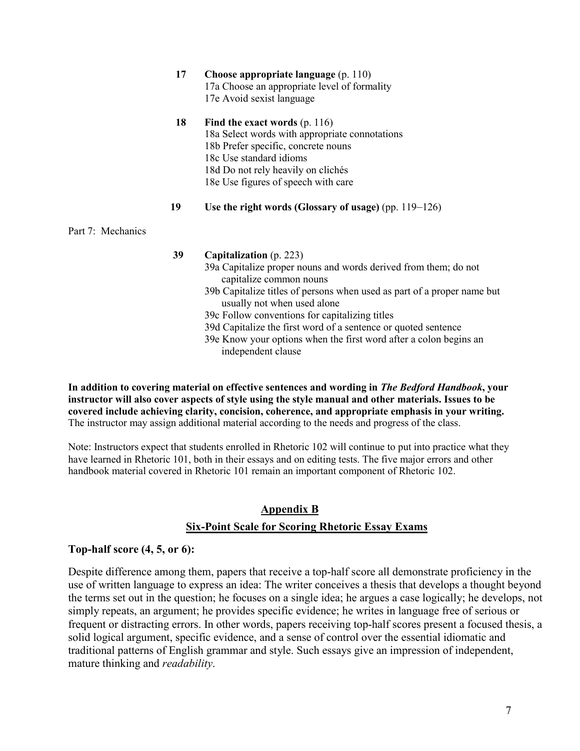**17 Choose appropriate language** (p. 110)
17a Choose an appropriate level of formality
17e Avoid sexist language

**18 Find the exact words** (p. 116)
18a Select words with appropriate connotations
18b Prefer specific, concrete nouns
18c Use standard idioms
18d Do not rely heavily on clichés
18e Use figures of speech with care

**19 Use the right words (Glossary of usage)** (pp. 119–126)

Part 7: Mechanics

**39 Capitalization** (p. 223)
39a Capitalize proper nouns and words derived from them; do not capitalize common nouns
39b Capitalize titles of persons when used as part of a proper name but usually not when used alone
39c Follow conventions for capitalizing titles
39d Capitalize the first word of a sentence or quoted sentence
39e Know your options when the first word after a colon begins an independent clause

**In addition to covering material on effective sentences and wording in *The Bedford Handbook*, your instructor will also cover aspects of style using the style manual and other materials. Issues to be covered include achieving clarity, concision, coherence, and appropriate emphasis in your writing.** The instructor may assign additional material according to the needs and progress of the class.

Note: Instructors expect that students enrolled in Rhetoric 102 will continue to put into practice what they have learned in Rhetoric 101, both in their essays and on editing tests. The five major errors and other handbook material covered in Rhetoric 101 remain an important component of Rhetoric 102.

## Appendix B

## Six-Point Scale for Scoring Rhetoric Essay Exams

### Top-half score (4, 5, or 6):

Despite difference among them, papers that receive a top-half score all demonstrate proficiency in the use of written language to express an idea: The writer conceives a thesis that develops a thought beyond the terms set out in the question; he focuses on a single idea; he argues a case logically; he develops, not simply repeats, an argument; he provides specific evidence; he writes in language free of serious or frequent or distracting errors. In other words, papers receiving top-half scores present a focused thesis, a solid logical argument, specific evidence, and a sense of control over the essential idiomatic and traditional patterns of English grammar and style. Such essays give an impression of independent, mature thinking and *readability*.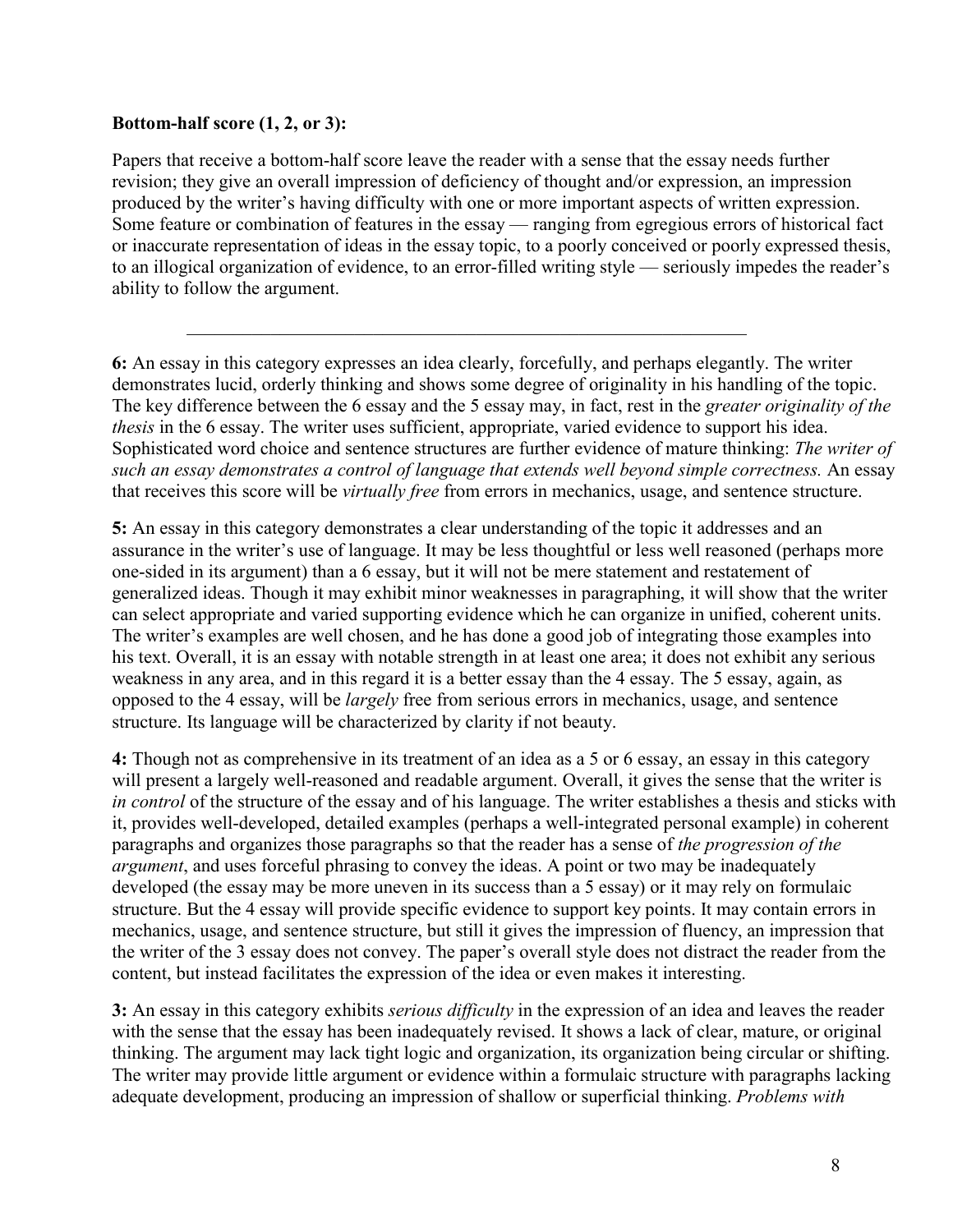**Bottom-half score (1, 2, or 3):**

Papers that receive a bottom-half score leave the reader with a sense that the essay needs further revision; they give an overall impression of deficiency of thought and/or expression, an impression produced by the writer's having difficulty with one or more important aspects of written expression. Some feature or combination of features in the essay — ranging from egregious errors of historical fact or inaccurate representation of ideas in the essay topic, to a poorly conceived or poorly expressed thesis, to an illogical organization of evidence, to an error-filled writing style — seriously impedes the reader's ability to follow the argument.

---

**6:** An essay in this category expresses an idea clearly, forcefully, and perhaps elegantly. The writer demonstrates lucid, orderly thinking and shows some degree of originality in his handling of the topic. The key difference between the 6 essay and the 5 essay may, in fact, rest in the *greater originality of the thesis* in the 6 essay. The writer uses sufficient, appropriate, varied evidence to support his idea. Sophisticated word choice and sentence structures are further evidence of mature thinking: *The writer of such an essay demonstrates a control of language that extends well beyond simple correctness.* An essay that receives this score will be *virtually free* from errors in mechanics, usage, and sentence structure.

**5:** An essay in this category demonstrates a clear understanding of the topic it addresses and an assurance in the writer's use of language. It may be less thoughtful or less well reasoned (perhaps more one-sided in its argument) than a 6 essay, but it will not be mere statement and restatement of generalized ideas. Though it may exhibit minor weaknesses in paragraphing, it will show that the writer can select appropriate and varied supporting evidence which he can organize in unified, coherent units. The writer's examples are well chosen, and he has done a good job of integrating those examples into his text. Overall, it is an essay with notable strength in at least one area; it does not exhibit any serious weakness in any area, and in this regard it is a better essay than the 4 essay. The 5 essay, again, as opposed to the 4 essay, will be *largely* free from serious errors in mechanics, usage, and sentence structure. Its language will be characterized by clarity if not beauty.

**4:** Though not as comprehensive in its treatment of an idea as a 5 or 6 essay, an essay in this category will present a largely well-reasoned and readable argument. Overall, it gives the sense that the writer is *in control* of the structure of the essay and of his language. The writer establishes a thesis and sticks with it, provides well-developed, detailed examples (perhaps a well-integrated personal example) in coherent paragraphs and organizes those paragraphs so that the reader has a sense of *the progression of the argument*, and uses forceful phrasing to convey the ideas. A point or two may be inadequately developed (the essay may be more uneven in its success than a 5 essay) or it may rely on formulaic structure. But the 4 essay will provide specific evidence to support key points. It may contain errors in mechanics, usage, and sentence structure, but still it gives the impression of fluency, an impression that the writer of the 3 essay does not convey. The paper's overall style does not distract the reader from the content, but instead facilitates the expression of the idea or even makes it interesting.

**3:** An essay in this category exhibits *serious difficulty* in the expression of an idea and leaves the reader with the sense that the essay has been inadequately revised. It shows a lack of clear, mature, or original thinking. The argument may lack tight logic and organization, its organization being circular or shifting. The writer may provide little argument or evidence within a formulaic structure with paragraphs lacking adequate development, producing an impression of shallow or superficial thinking. *Problems with*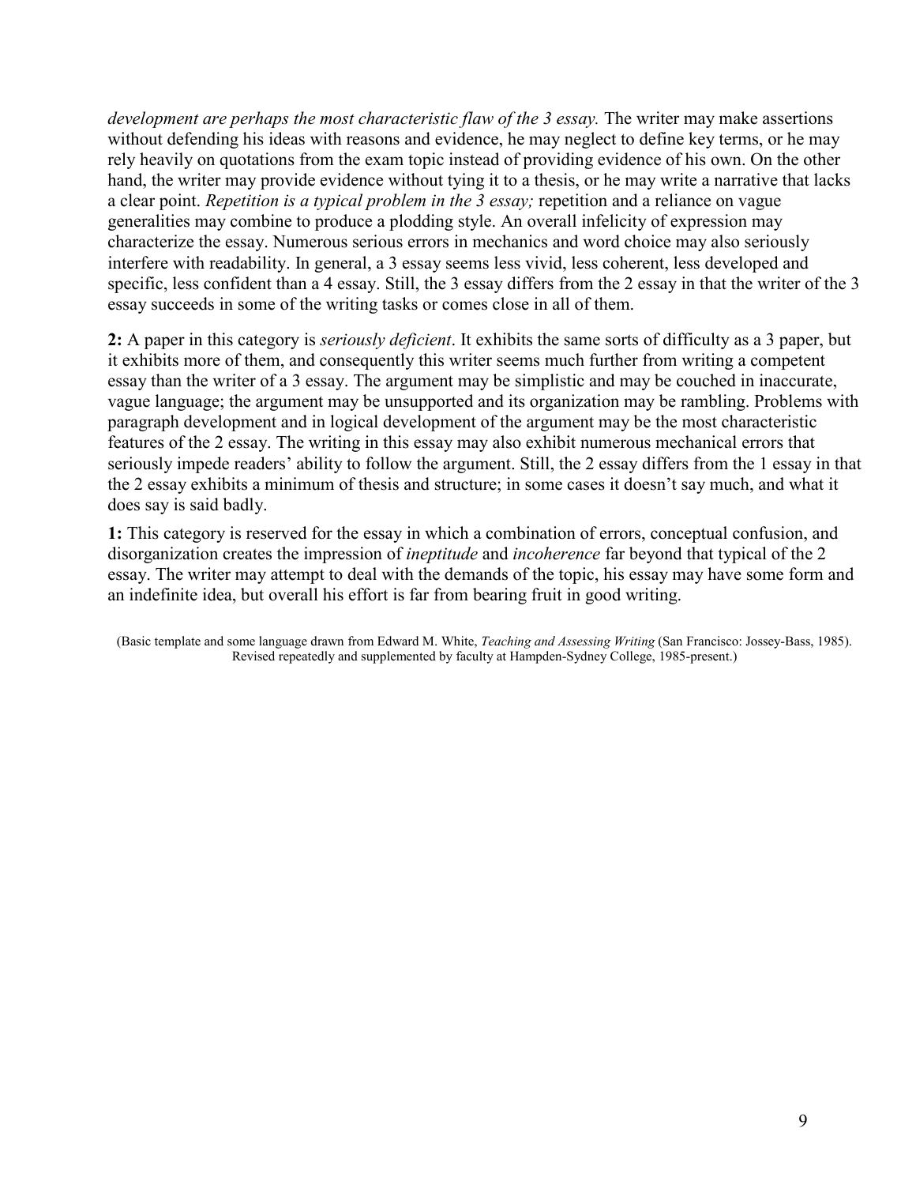*development are perhaps the most characteristic flaw of the 3 essay.* The writer may make assertions without defending his ideas with reasons and evidence, he may neglect to define key terms, or he may rely heavily on quotations from the exam topic instead of providing evidence of his own. On the other hand, the writer may provide evidence without tying it to a thesis, or he may write a narrative that lacks a clear point. *Repetition is a typical problem in the 3 essay;* repetition and a reliance on vague generalities may combine to produce a plodding style. An overall infelicity of expression may characterize the essay. Numerous serious errors in mechanics and word choice may also seriously interfere with readability. In general, a 3 essay seems less vivid, less coherent, less developed and specific, less confident than a 4 essay. Still, the 3 essay differs from the 2 essay in that the writer of the 3 essay succeeds in some of the writing tasks or comes close in all of them.

**2:** A paper in this category is *seriously deficient*. It exhibits the same sorts of difficulty as a 3 paper, but it exhibits more of them, and consequently this writer seems much further from writing a competent essay than the writer of a 3 essay. The argument may be simplistic and may be couched in inaccurate, vague language; the argument may be unsupported and its organization may be rambling. Problems with paragraph development and in logical development of the argument may be the most characteristic features of the 2 essay. The writing in this essay may also exhibit numerous mechanical errors that seriously impede readers' ability to follow the argument. Still, the 2 essay differs from the 1 essay in that the 2 essay exhibits a minimum of thesis and structure; in some cases it doesn't say much, and what it does say is said badly.

**1:** This category is reserved for the essay in which a combination of errors, conceptual confusion, and disorganization creates the impression of *ineptitude* and *incoherence* far beyond that typical of the 2 essay. The writer may attempt to deal with the demands of the topic, his essay may have some form and an indefinite idea, but overall his effort is far from bearing fruit in good writing.

(Basic template and some language drawn from Edward M. White, *Teaching and Assessing Writing* (San Francisco: Jossey-Bass, 1985). Revised repeatedly and supplemented by faculty at Hampden-Sydney College, 1985-present.)